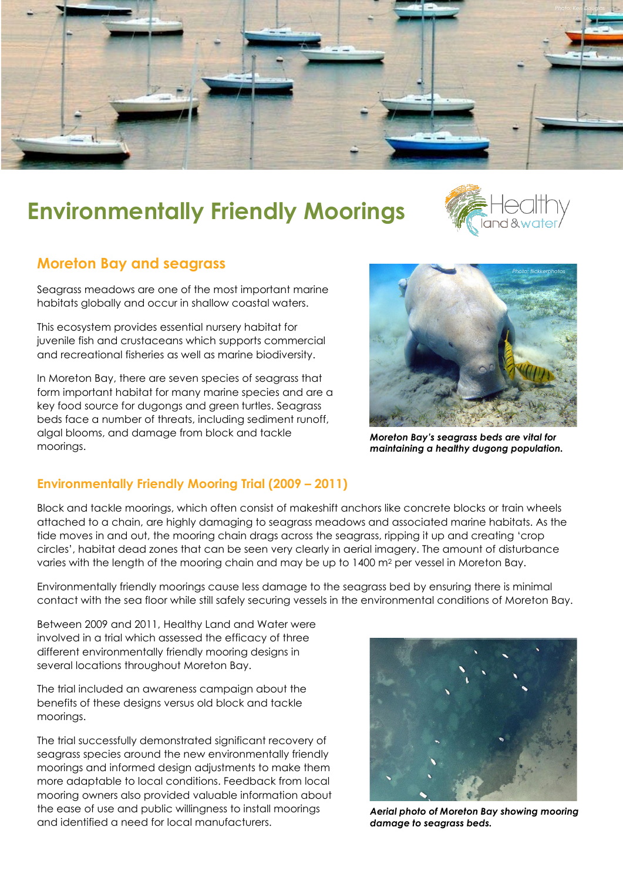# Environmentally Friendly Moorings

## Moreton Bay and seagrass

Seagrass meadows are one of the most important marine habitats globally and occur in shallow coastal waters.

This ecosystem provides essential nursery habitat for juvenile fish and crustaceans which supports commercial and recreational fisheries as well as marine biodiversity.

In Moreton Bay, there are seven species of seagrass that form important habitat for many marine species and are a key food source for dugongs and green turtles. Seagrass beds face a number of threats, including sediment runoff, algal blooms, and damage from block and tackle moorings.

***Moreton Bay's seagrass beds are vital for maintaining a healthy dugong population.***

## Environmentally Friendly Mooring Trial (2009 – 2011)

Block and tackle moorings, which often consist of makeshift anchors like concrete blocks or train wheels attached to a chain, are highly damaging to seagrass meadows and associated marine habitats. As the tide moves in and out, the mooring chain drags across the seagrass, ripping it up and creating 'crop circles', habitat dead zones that can be seen very clearly in aerial imagery. The amount of disturbance varies with the length of the mooring chain and may be up to 1400 $m^2$ per vessel in Moreton Bay.

Environmentally friendly moorings cause less damage to the seagrass bed by ensuring there is minimal contact with the sea floor while still safely securing vessels in the environmental conditions of Moreton Bay.

Between 2009 and 2011, Healthy Land and Water were involved in a trial which assessed the efficacy of three different environmentally friendly mooring designs in several locations throughout Moreton Bay.

The trial included an awareness campaign about the benefits of these designs versus old block and tackle moorings.

The trial successfully demonstrated significant recovery of seagrass species around the new environmentally friendly moorings and informed design adjustments to make them more adaptable to local conditions. Feedback from local mooring owners also provided valuable information about the ease of use and public willingness to install moorings and identified a need for local manufacturers.

***Aerial photo of Moreton Bay showing mooring damage to seagrass beds.***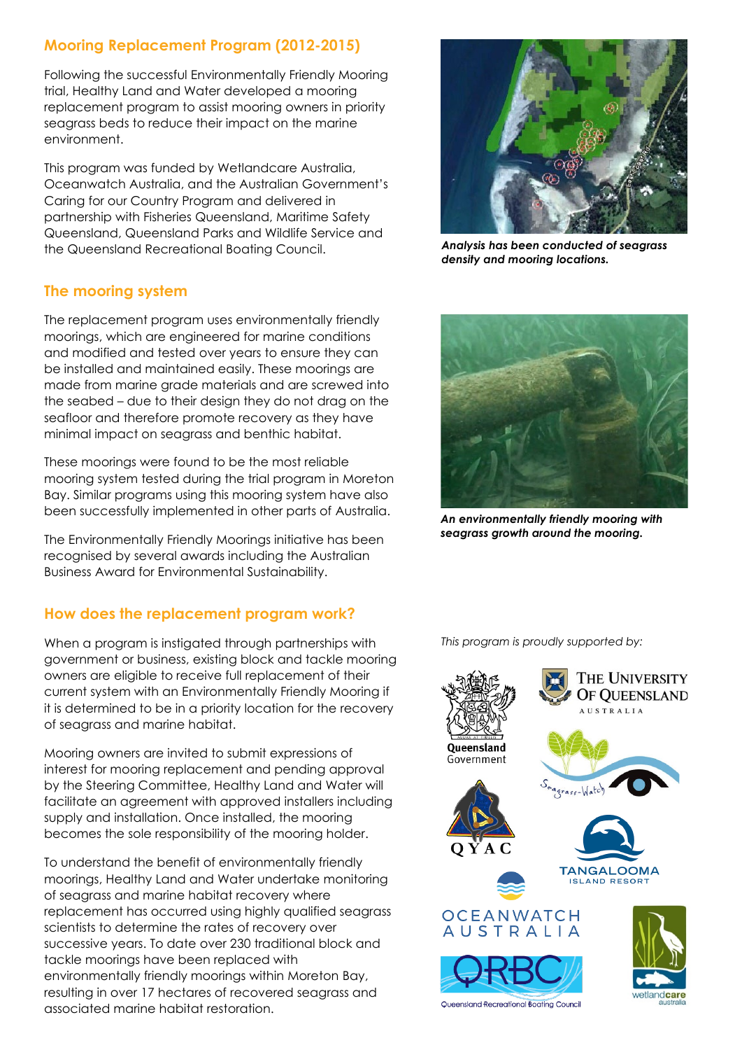## Mooring Replacement Program (2012-2015)

Following the successful Environmentally Friendly Mooring trial, Healthy Land and Water developed a mooring replacement program to assist mooring owners in priority seagrass beds to reduce their impact on the marine environment.

This program was funded by Wetlandcare Australia, Oceanwatch Australia, and the Australian Government's Caring for our Country Program and delivered in partnership with Fisheries Queensland, Maritime Safety Queensland, Queensland Parks and Wildlife Service and the Queensland Recreational Boating Council.

***Analysis has been conducted of seagrass density and mooring locations.***

## The mooring system

The replacement program uses environmentally friendly moorings, which are engineered for marine conditions and modified and tested over years to ensure they can be installed and maintained easily. These moorings are made from marine grade materials and are screwed into the seabed – due to their design they do not drag on the seafloor and therefore promote recovery as they have minimal impact on seagrass and benthic habitat.

These moorings were found to be the most reliable mooring system tested during the trial program in Moreton Bay. Similar programs using this mooring system have also been successfully implemented in other parts of Australia.

The Environmentally Friendly Moorings initiative has been recognised by several awards including the Australian Business Award for Environmental Sustainability.

***An environmentally friendly mooring with seagrass growth around the mooring.***

## How does the replacement program work?

When a program is instigated through partnerships with government or business, existing block and tackle mooring owners are eligible to receive full replacement of their current system with an Environmentally Friendly Mooring if it is determined to be in a priority location for the recovery of seagrass and marine habitat.

Mooring owners are invited to submit expressions of interest for mooring replacement and pending approval by the Steering Committee, Healthy Land and Water will facilitate an agreement with approved installers including supply and installation. Once installed, the mooring becomes the sole responsibility of the mooring holder.

To understand the benefit of environmentally friendly moorings, Healthy Land and Water undertake monitoring of seagrass and marine habitat recovery where replacement has occurred using highly qualified seagrass scientists to determine the rates of recovery over successive years. To date over 230 traditional block and tackle moorings have been replaced with environmentally friendly moorings within Moreton Bay, resulting in over 17 hectares of recovered seagrass and associated marine habitat restoration.

*This program is proudly supported by:*

Queensland Government
The University of Queensland Australia
Seagrass-Watch
QYAC
Tangalooma Island Resort
Oceanwatch Australia
QRBC Queensland Recreational Boating Council
wetlandcare australia